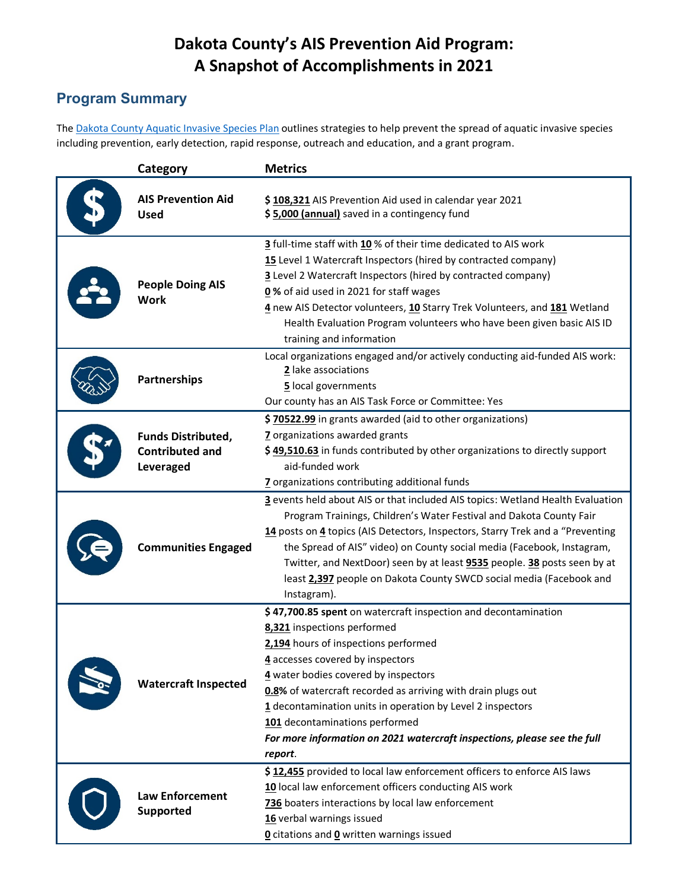# Dakota County's AIS Prevention Aid Program: A Snapshot of Accomplishments in 2021

## Program Summary

The Dakota County Aquatic Invasive Species Plan outlines strategies to help prevent the spread of aquatic invasive species including prevention, early detection, rapid response, outreach and education, and a grant program.

| Category | Metrics |
|---|---|
| **AIS Prevention Aid Used** | $ **108,321** AIS Prevention Aid used in calendar year 2021<br>$ **5,000 (annual)** saved in a contingency fund |
| **People Doing AIS Work** | **3** full-time staff with **10** % of their time dedicated to AIS work<br>**15** Level 1 Watercraft Inspectors (hired by contracted company)<br>**3** Level 2 Watercraft Inspectors (hired by contracted company)<br>**0** % of aid used in 2021 for staff wages<br>**4** new AIS Detector volunteers, **10** Starry Trek Volunteers, and **181** Wetland Health Evaluation Program volunteers who have been given basic AIS ID training and information |
| **Partnerships** | Local organizations engaged and/or actively conducting aid-funded AIS work:<br>**2** lake associations<br>**5** local governments<br>Our county has an AIS Task Force or Committee: Yes |
| **Funds Distributed, Contributed and Leveraged** | $ **70522.99** in grants awarded (aid to other organizations)<br>**7** organizations awarded grants<br>$ **49,510.63** in funds contributed by other organizations to directly support aid-funded work<br>**7** organizations contributing additional funds |
| **Communities Engaged** | **3** events held about AIS or that included AIS topics: Wetland Health Evaluation Program Trainings, Children's Water Festival and Dakota County Fair<br>**14** posts on **4** topics (AIS Detectors, Inspectors, Starry Trek and a "Preventing the Spread of AIS" video) on County social media (Facebook, Instagram, Twitter, and NextDoor) seen by at least **9535** people. **38** posts seen by at least **2,397** people on Dakota County SWCD social media (Facebook and Instagram). |
| **Watercraft Inspected** | **$ 47,700.85 spent** on watercraft inspection and decontamination<br>**8,321** inspections performed<br>**2,194** hours of inspections performed<br>**4** accesses covered by inspectors<br>**4** water bodies covered by inspectors<br>**0.8**% of watercraft recorded as arriving with drain plugs out<br>**1** decontamination units in operation by Level 2 inspectors<br>**101** decontaminations performed<br>***For more information on 2021 watercraft inspections, please see the full report.*** |
| **Law Enforcement Supported** | $ **12,455** provided to local law enforcement officers to enforce AIS laws<br>**10** local law enforcement officers conducting AIS work<br>**736** boaters interactions by local law enforcement<br>**16** verbal warnings issued<br>**0** citations and **0** written warnings issued |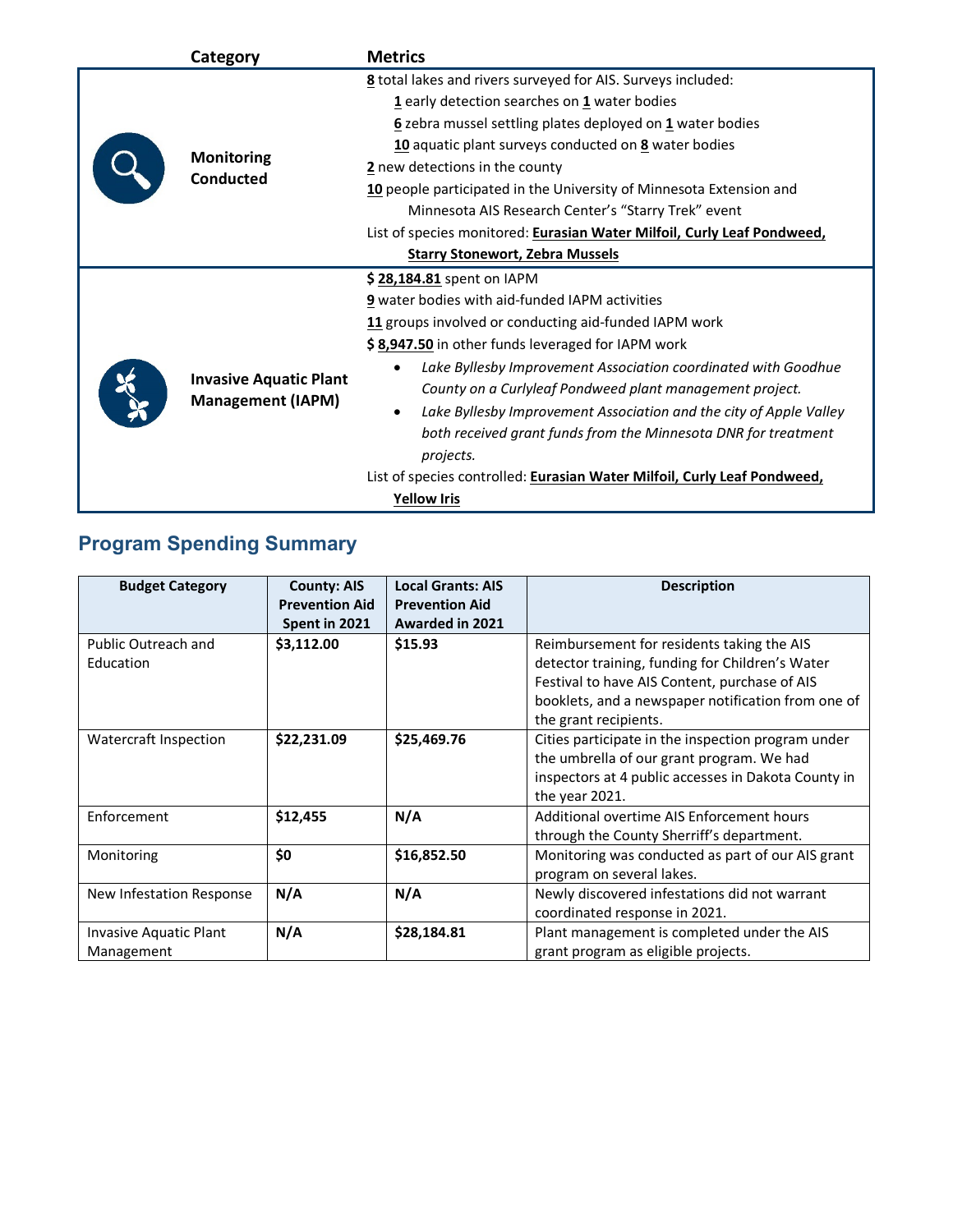| Category | Metrics |
| --- | --- |
| Monitoring Conducted | **8** total lakes and rivers surveyed for AIS. Surveys included:<br>**1** early detection searches on **1** water bodies<br>**6** zebra mussel settling plates deployed on **1** water bodies<br>**10** aquatic plant surveys conducted on **8** water bodies<br>**2** new detections in the county<br>**10** people participated in the University of Minnesota Extension and Minnesota AIS Research Center's "Starry Trek" event<br>List of species monitored: **Eurasian Water Milfoil, Curly Leaf Pondweed, Starry Stonewort, Zebra Mussels** |
| Invasive Aquatic Plant Management (IAPM) | $ **28,184.81** spent on IAPM<br>**9** water bodies with aid-funded IAPM activities<br>**11** groups involved or conducting aid-funded IAPM work<br>$ **8,947.50** in other funds leveraged for IAPM work<br>• *Lake Byllesby Improvement Association coordinated with Goodhue County on a Curlyleaf Pondweed plant management project.*<br>• *Lake Byllesby Improvement Association and the city of Apple Valley both received grant funds from the Minnesota DNR for treatment projects.*<br>List of species controlled: **Eurasian Water Milfoil, Curly Leaf Pondweed, Yellow Iris** |

## Program Spending Summary

| Budget Category | County: AIS Prevention Aid Spent in 2021 | Local Grants: AIS Prevention Aid Awarded in 2021 | Description |
| --- | --- | --- | --- |
| Public Outreach and Education | **$3,112.00** | **$15.93** | Reimbursement for residents taking the AIS detector training, funding for Children's Water Festival to have AIS Content, purchase of AIS booklets, and a newspaper notification from one of the grant recipients. |
| Watercraft Inspection | **$22,231.09** | **$25,469.76** | Cities participate in the inspection program under the umbrella of our grant program. We had inspectors at 4 public accesses in Dakota County in the year 2021. |
| Enforcement | **$12,455** | **N/A** | Additional overtime AIS Enforcement hours through the County Sherriff's department. |
| Monitoring | **$0** | **$16,852.50** | Monitoring was conducted as part of our AIS grant program on several lakes. |
| New Infestation Response | **N/A** | **N/A** | Newly discovered infestations did not warrant coordinated response in 2021. |
| Invasive Aquatic Plant Management | **N/A** | **$28,184.81** | Plant management is completed under the AIS grant program as eligible projects. |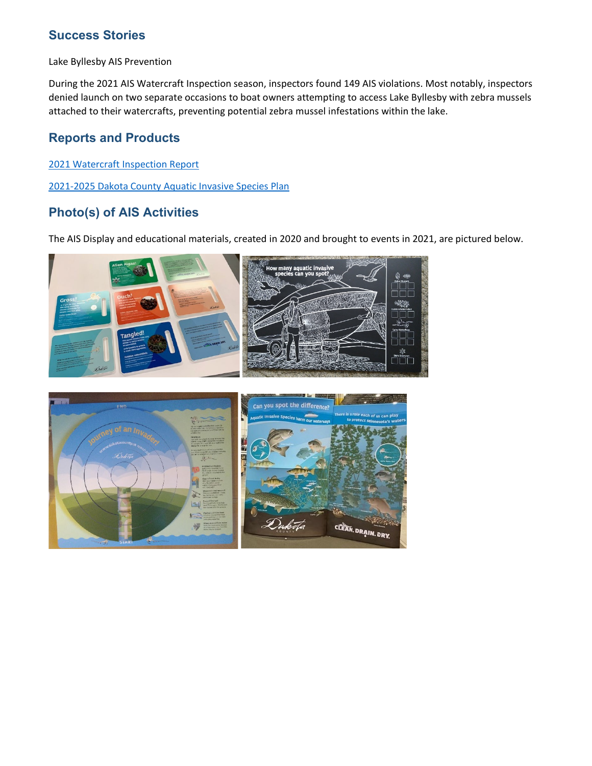## Success Stories

Lake Byllesby AIS Prevention

During the 2021 AIS Watercraft Inspection season, inspectors found 149 AIS violations. Most notably, inspectors denied launch on two separate occasions to boat owners attempting to access Lake Byllesby with zebra mussels attached to their watercrafts, preventing potential zebra mussel infestations within the lake.

## Reports and Products

[2021 Watercraft Inspection Report]

[2021-2025 Dakota County Aquatic Invasive Species Plan]

## Photo(s) of AIS Activities

The AIS Display and educational materials, created in 2020 and brought to events in 2021, are pictured below.